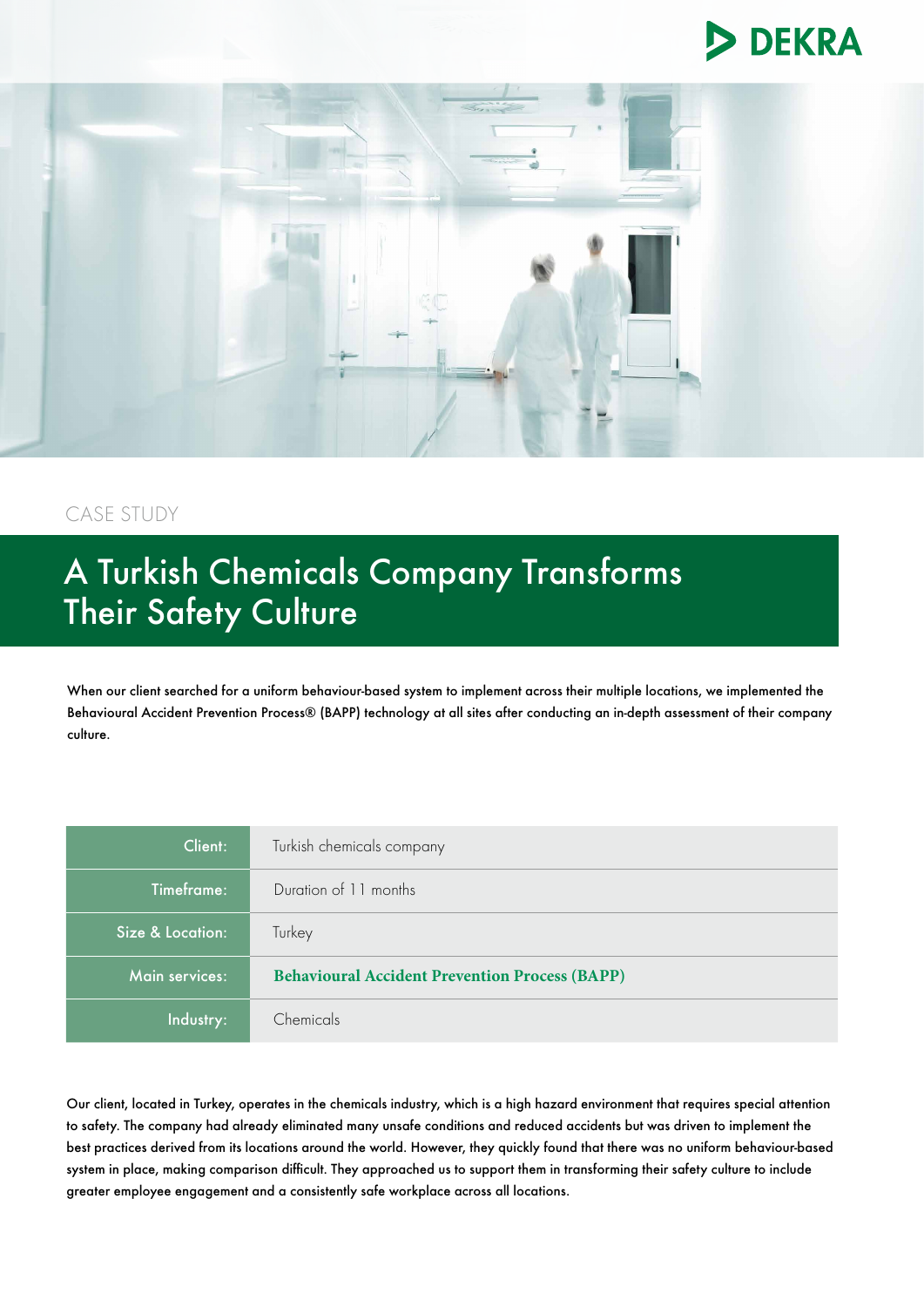CASE STUDY

# A Turkish Chemicals Company Transforms Their Safety Culture

When our client searched for a uniform behaviour-based system to implement across their multiple locations, we implemented the Behavioural Accident Prevention Process® (BAPP) technology at all sites after conducting an in-depth assessment of their company culture.

| | |
|---|---|
| Client: | Turkish chemicals company |
| Timeframe: | Duration of 11 months |
| Size & Location: | Turkey |
| Main services: | **Behavioural Accident Prevention Process (BAPP)** |
| Industry: | Chemicals |

Our client, located in Turkey, operates in the chemicals industry, which is a high hazard environment that requires special attention to safety. The company had already eliminated many unsafe conditions and reduced accidents but was driven to implement the best practices derived from its locations around the world. However, they quickly found that there was no uniform behaviour-based system in place, making comparison difficult. They approached us to support them in transforming their safety culture to include greater employee engagement and a consistently safe workplace across all locations.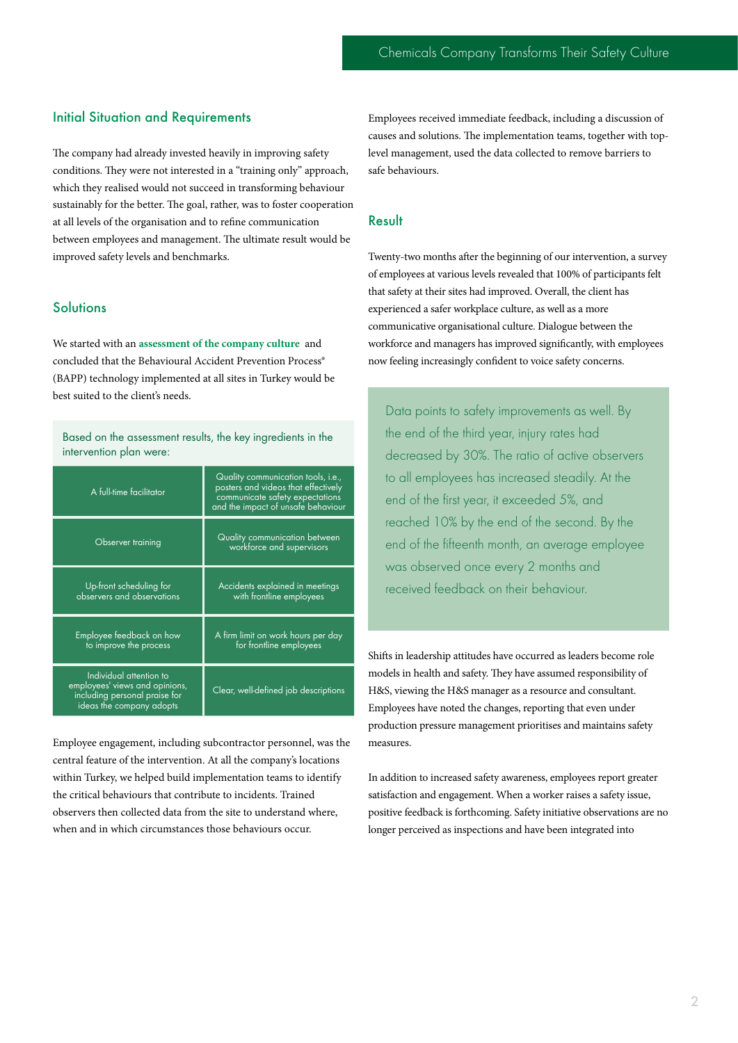## Initial Situation and Requirements

The company had already invested heavily in improving safety conditions. They were not interested in a "training only" approach, which they realised would not succeed in transforming behaviour sustainably for the better. The goal, rather, was to foster cooperation at all levels of the organisation and to refine communication between employees and management. The ultimate result would be improved safety levels and benchmarks.

## Solutions

We started with an **assessment of the company culture** and concluded that the Behavioural Accident Prevention Process® (BAPP) technology implemented at all sites in Turkey would be best suited to the client's needs.

Based on the assessment results, the key ingredients in the intervention plan were:

| | |
|---|---|
| A full-time facilitator | Quality communication tools, i.e., posters and videos that effectively communicate safety expectations and the impact of unsafe behaviour |
| Observer training | Quality communication between workforce and supervisors |
| Up-front scheduling for observers and observations | Accidents explained in meetings with frontline employees |
| Employee feedback on how to improve the process | A firm limit on work hours per day for frontline employees |
| Individual attention to employees' views and opinions, including personal praise for ideas the company adopts | Clear, well-defined job descriptions |

Employee engagement, including subcontractor personnel, was the central feature of the intervention. At all the company's locations within Turkey, we helped build implementation teams to identify the critical behaviours that contribute to incidents. Trained observers then collected data from the site to understand where, when and in which circumstances those behaviours occur.

Employees received immediate feedback, including a discussion of causes and solutions. The implementation teams, together with top-level management, used the data collected to remove barriers to safe behaviours.

## Result

Twenty-two months after the beginning of our intervention, a survey of employees at various levels revealed that 100% of participants felt that safety at their sites had improved. Overall, the client has experienced a safer workplace culture, as well as a more communicative organisational culture. Dialogue between the workforce and managers has improved significantly, with employees now feeling increasingly confident to voice safety concerns.

> Data points to safety improvements as well. By the end of the third year, injury rates had decreased by 30%. The ratio of active observers to all employees has increased steadily. At the end of the first year, it exceeded 5%, and reached 10% by the end of the second. By the end of the fifteenth month, an average employee was observed once every 2 months and received feedback on their behaviour.

Shifts in leadership attitudes have occurred as leaders become role models in health and safety. They have assumed responsibility of H&S, viewing the H&S manager as a resource and consultant. Employees have noted the changes, reporting that even under production pressure management prioritises and maintains safety measures.

In addition to increased safety awareness, employees report greater satisfaction and engagement. When a worker raises a safety issue, positive feedback is forthcoming. Safety initiative observations are no longer perceived as inspections and have been integrated into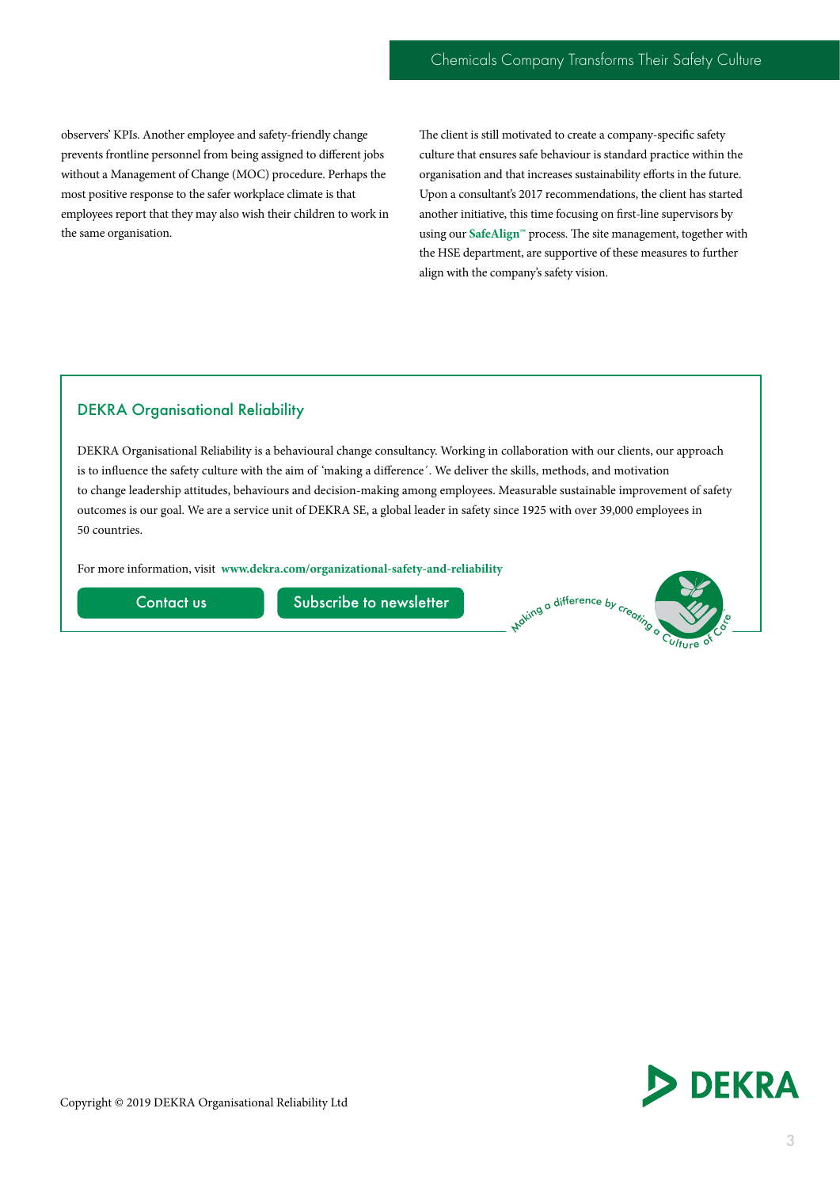observers' KPIs. Another employee and safety-friendly change prevents frontline personnel from being assigned to different jobs without a Management of Change (MOC) procedure. Perhaps the most positive response to the safer workplace climate is that employees report that they may also wish their children to work in the same organisation.

The client is still motivated to create a company-specific safety culture that ensures safe behaviour is standard practice within the organisation and that increases sustainability efforts in the future. Upon a consultant's 2017 recommendations, the client has started another initiative, this time focusing on first-line supervisors by using our **SafeAlign™** process. The site management, together with the HSE department, are supportive of these measures to further align with the company's safety vision.

## DEKRA Organisational Reliability

DEKRA Organisational Reliability is a behavioural change consultancy. Working in collaboration with our clients, our approach is to influence the safety culture with the aim of 'making a difference´. We deliver the skills, methods, and motivation to change leadership attitudes, behaviours and decision-making among employees. Measurable sustainable improvement of safety outcomes is our goal. We are a service unit of DEKRA SE, a global leader in safety since 1925 with over 39,000 employees in 50 countries.

For more information, visit **www.dekra.com/organizational-safety-and-reliability**

Contact us

Subscribe to newsletter

Making a difference by creating a Culture of Care

Copyright © 2019 DEKRA Organisational Reliability Ltd